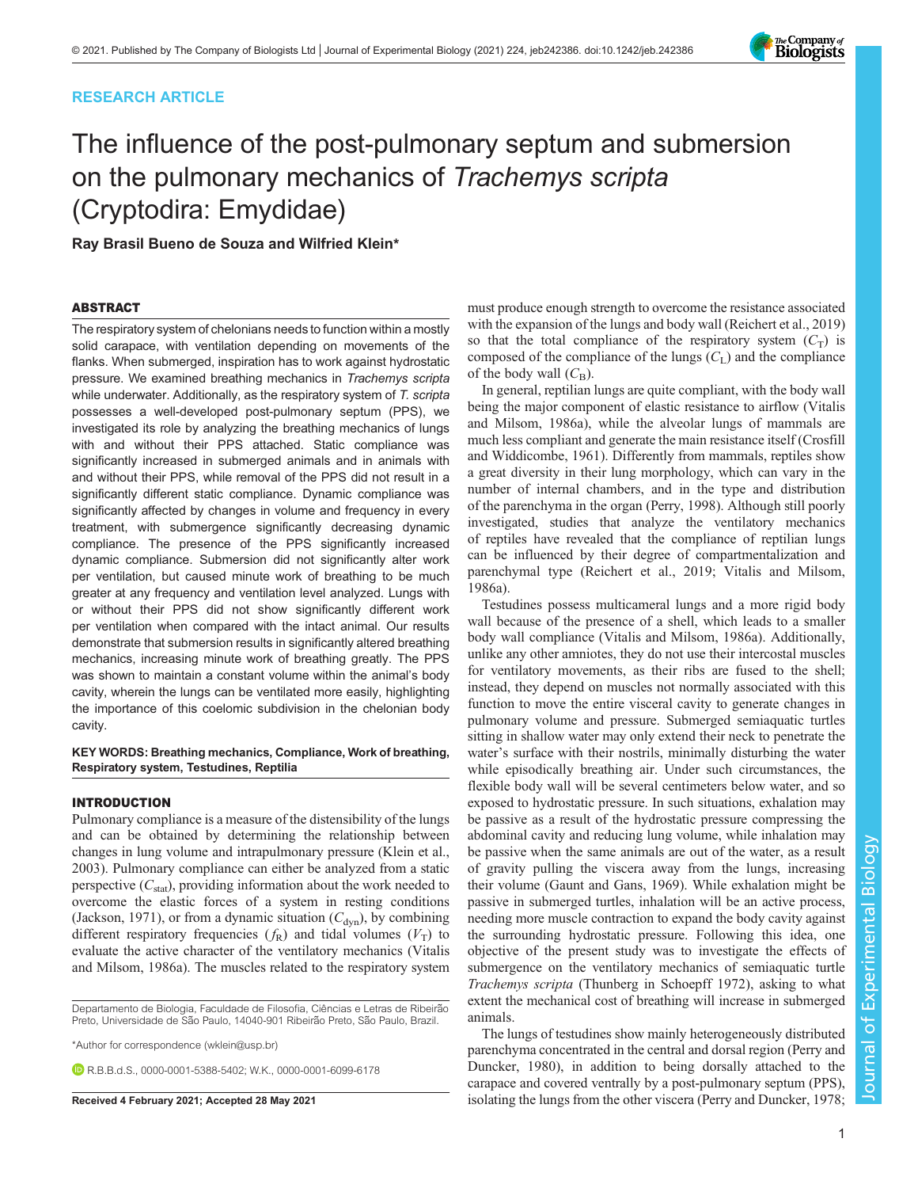RESEARCH ARTICLE

# The influence of the post-pulmonary septum and submersion on the pulmonary mechanics of *Trachemys scripta* (Cryptodira: Emydidae)

**Ray Brasil Bueno de Souza and Wilfried Klein***

## ABSTRACT

The respiratory system of chelonians needs to function within a mostly solid carapace, with ventilation depending on movements of the flanks. When submerged, inspiration has to work against hydrostatic pressure. We examined breathing mechanics in *Trachemys scripta* while underwater. Additionally, as the respiratory system of *T. scripta* possesses a well-developed post-pulmonary septum (PPS), we investigated its role by analyzing the breathing mechanics of lungs with and without their PPS attached. Static compliance was significantly increased in submerged animals and in animals with and without their PPS, while removal of the PPS did not result in a significantly different static compliance. Dynamic compliance was significantly affected by changes in volume and frequency in every treatment, with submergence significantly decreasing dynamic compliance. The presence of the PPS significantly increased dynamic compliance. Submersion did not significantly alter work per ventilation, but caused minute work of breathing to be much greater at any frequency and ventilation level analyzed. Lungs with or without their PPS did not show significantly different work per ventilation when compared with the intact animal. Our results demonstrate that submersion results in significantly altered breathing mechanics, increasing minute work of breathing greatly. The PPS was shown to maintain a constant volume within the animal's body cavity, wherein the lungs can be ventilated more easily, highlighting the importance of this coelomic subdivision in the chelonian body cavity.

**KEY WORDS: Breathing mechanics, Compliance, Work of breathing, Respiratory system, Testudines, Reptilia**

## INTRODUCTION

Pulmonary compliance is a measure of the distensibility of the lungs and can be obtained by determining the relationship between changes in lung volume and intrapulmonary pressure (Klein et al., 2003). Pulmonary compliance can either be analyzed from a static perspective ($C_{stat}$), providing information about the work needed to overcome the elastic forces of a system in resting conditions (Jackson, 1971), or from a dynamic situation ($C_{dyn}$), by combining different respiratory frequencies ($f_R$) and tidal volumes ($V_T$) to evaluate the active character of the ventilatory mechanics (Vitalis and Milsom, 1986a). The muscles related to the respiratory system must produce enough strength to overcome the resistance associated with the expansion of the lungs and body wall (Reichert et al., 2019) so that the total compliance of the respiratory system ($C_T$) is composed of the compliance of the lungs ($C_L$) and the compliance of the body wall ($C_B$).

In general, reptilian lungs are quite compliant, with the body wall being the major component of elastic resistance to airflow (Vitalis and Milsom, 1986a), while the alveolar lungs of mammals are much less compliant and generate the main resistance itself (Crosfill and Widdicombe, 1961). Differently from mammals, reptiles show a great diversity in their lung morphology, which can vary in the number of internal chambers, and in the type and distribution of the parenchyma in the organ (Perry, 1998). Although still poorly investigated, studies that analyze the ventilatory mechanics of reptiles have revealed that the compliance of reptilian lungs can be influenced by their degree of compartmentalization and parenchymal type (Reichert et al., 2019; Vitalis and Milsom, 1986a).

Testudines possess multicameral lungs and a more rigid body wall because of the presence of a shell, which leads to a smaller body wall compliance (Vitalis and Milsom, 1986a). Additionally, unlike any other amniotes, they do not use their intercostal muscles for ventilatory movements, as their ribs are fused to the shell; instead, they depend on muscles not normally associated with this function to move the entire visceral cavity to generate changes in pulmonary volume and pressure. Submerged semiaquatic turtles sitting in shallow water may only extend their neck to penetrate the water's surface with their nostrils, minimally disturbing the water while episodically breathing air. Under such circumstances, the flexible body wall will be several centimeters below water, and so exposed to hydrostatic pressure. In such situations, exhalation may be passive as a result of the hydrostatic pressure compressing the abdominal cavity and reducing lung volume, while inhalation may be passive when the same animals are out of the water, as a result of gravity pulling the viscera away from the lungs, increasing their volume (Gaunt and Gans, 1969). While exhalation might be passive in submerged turtles, inhalation will be an active process, needing more muscle contraction to expand the body cavity against the surrounding hydrostatic pressure. Following this idea, one objective of the present study was to investigate the effects of submergence on the ventilatory mechanics of semiaquatic turtle *Trachemys scripta* (Thunberg in Schoepff 1972), asking to what extent the mechanical cost of breathing will increase in submerged animals.

The lungs of testudines show mainly heterogeneously distributed parenchyma concentrated in the central and dorsal region (Perry and Duncker, 1980), in addition to being dorsally attached to the carapace and covered ventrally by a post-pulmonary septum (PPS), isolating the lungs from the other viscera (Perry and Duncker, 1978;

Departamento de Biologia, Faculdade de Filosofia, Ciências e Letras de Ribeirão Preto, Universidade de São Paulo, 14040-901 Ribeirão Preto, São Paulo, Brazil.

*Author for correspondence (wklein@usp.br)

R.B.B.d.S., 0000-0001-5388-5402; W.K., 0000-0001-6099-6178

**Received 4 February 2021; Accepted 28 May 2021**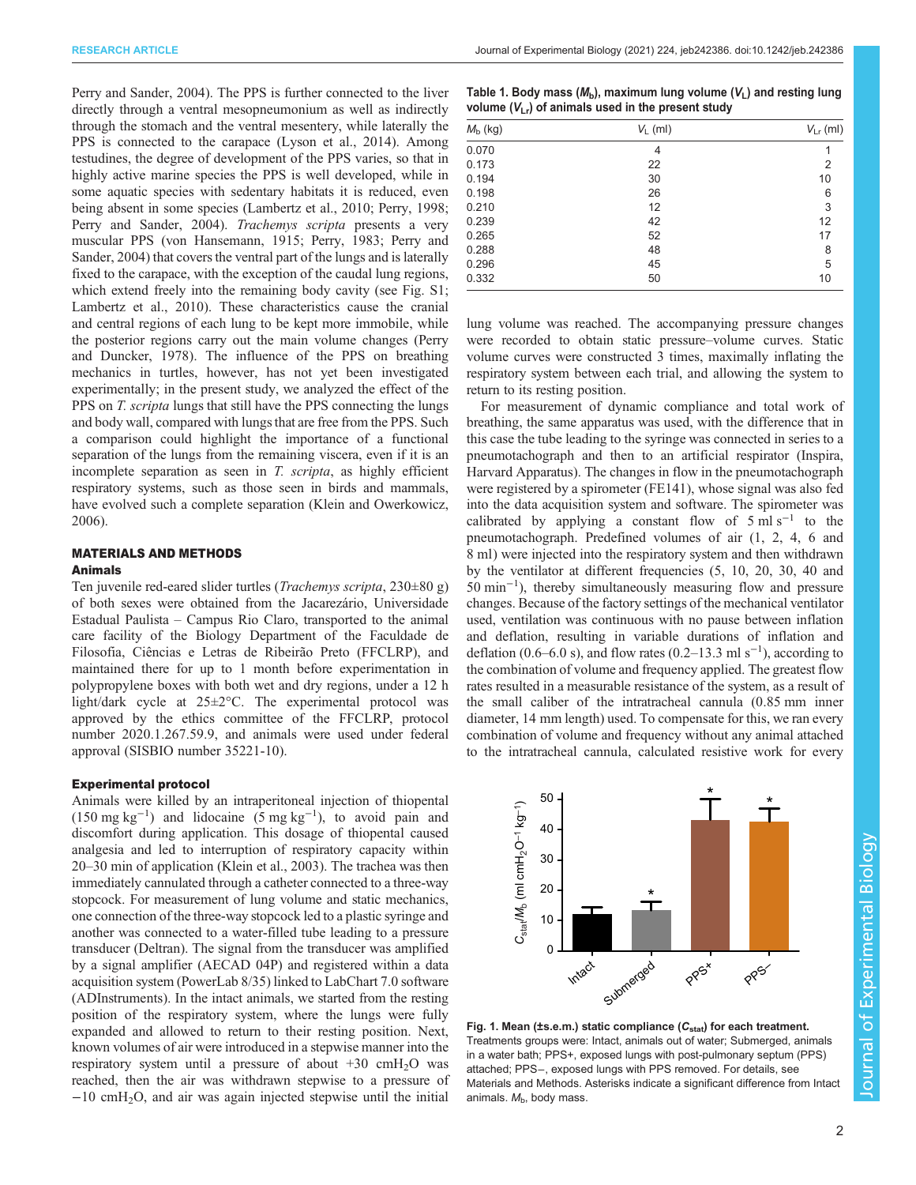Perry and Sander, 2004). The PPS is further connected to the liver directly through a ventral mesopneumonium as well as indirectly through the stomach and the ventral mesentery, while laterally the PPS is connected to the carapace (Lyson et al., 2014). Among testudines, the degree of development of the PPS varies, so that in highly active marine species the PPS is well developed, while in some aquatic species with sedentary habitats it is reduced, even being absent in some species (Lambertz et al., 2010; Perry, 1998; Perry and Sander, 2004). *Trachemys scripta* presents a very muscular PPS (von Hansemann, 1915; Perry, 1983; Perry and Sander, 2004) that covers the ventral part of the lungs and is laterally fixed to the carapace, with the exception of the caudal lung regions, which extend freely into the remaining body cavity (see Fig. S1; Lambertz et al., 2010). These characteristics cause the cranial and central regions of each lung to be kept more immobile, while the posterior regions carry out the main volume changes (Perry and Duncker, 1978). The influence of the PPS on breathing mechanics in turtles, however, has not yet been investigated experimentally; in the present study, we analyzed the effect of the PPS on *T. scripta* lungs that still have the PPS connecting the lungs and body wall, compared with lungs that are free from the PPS. Such a comparison could highlight the importance of a functional separation of the lungs from the remaining viscera, even if it is an incomplete separation as seen in *T. scripta*, as highly efficient respiratory systems, such as those seen in birds and mammals, have evolved such a complete separation (Klein and Owerkowicz, 2006).

## MATERIALS AND METHODS

### Animals

Ten juvenile red-eared slider turtles (*Trachemys scripta*, 230±80 g) of both sexes were obtained from the Jacarezário, Universidade Estadual Paulista – Campus Rio Claro, transported to the animal care facility of the Biology Department of the Faculdade de Filosofia, Ciências e Letras de Ribeirão Preto (FFCLRP), and maintained there for up to 1 month before experimentation in polypropylene boxes with both wet and dry regions, under a 12 h light/dark cycle at 25±2°C. The experimental protocol was approved by the ethics committee of the FFCLRP, protocol number 2020.1.267.59.9, and animals were used under federal approval (SISBIO number 35221-10).

### Experimental protocol

Animals were killed by an intraperitoneal injection of thiopental (150 mg $kg^{-1}$) and lidocaine (5 mg $kg^{-1}$), to avoid pain and discomfort during application. This dosage of thiopental caused analgesia and led to interruption of respiratory capacity within 20–30 min of application (Klein et al., 2003). The trachea was then immediately cannulated through a catheter connected to a three-way stopcock. For measurement of lung volume and static mechanics, one connection of the three-way stopcock led to a plastic syringe and another was connected to a water-filled tube leading to a pressure transducer (Deltran). The signal from the transducer was amplified by a signal amplifier (AECAD 04P) and registered within a data acquisition system (PowerLab 8/35) linked to LabChart 7.0 software (ADInstruments). In the intact animals, we started from the resting position of the respiratory system, where the lungs were fully expanded and allowed to return to their resting position. Next, known volumes of air were introduced in a stepwise manner into the respiratory system until a pressure of about +30 $cmH_2O$ was reached, then the air was withdrawn stepwise to a pressure of −10 $cmH_2O$, and air was again injected stepwise until the initial lung volume was reached. The accompanying pressure changes were recorded to obtain static pressure–volume curves. Static volume curves were constructed 3 times, maximally inflating the respiratory system between each trial, and allowing the system to return to its resting position.

For measurement of dynamic compliance and total work of breathing, the same apparatus was used, with the difference that in this case the tube leading to the syringe was connected in series to a pneumotachograph and then to an artificial respirator (Inspira, Harvard Apparatus). The changes in flow in the pneumotachograph were registered by a spirometer (FE141), whose signal was also fed into the data acquisition system and software. The spirometer was calibrated by applying a constant flow of 5 ml $s^{-1}$ to the pneumotachograph. Predefined volumes of air (1, 2, 4, 6 and 8 ml) were injected into the respiratory system and then withdrawn by the ventilator at different frequencies (5, 10, 20, 30, 40 and 50 $min^{-1}$), thereby simultaneously measuring flow and pressure changes. Because of the factory settings of the mechanical ventilator used, ventilation was continuous with no pause between inflation and deflation, resulting in variable durations of inflation and deflation (0.6–6.0 s), and flow rates (0.2–13.3 ml $s^{-1}$), according to the combination of volume and frequency applied. The greatest flow rates resulted in a measurable resistance of the system, as a result of the small caliber of the intratracheal cannula (0.85 mm inner diameter, 14 mm length) used. To compensate for this, we ran every combination of volume and frequency without any animal attached to the intratracheal cannula, calculated resistive work for every

**Table 1. Body mass ($M_b$), maximum lung volume ($V_L$) and resting lung volume ($V_{Lr}$) of animals used in the present study**

| $M_b$ (kg) | $V_L$ (ml) | $V_{Lr}$ (ml) |
|---|---|---|
| 0.070 | 4 | 1 |
| 0.173 | 22 | 2 |
| 0.194 | 30 | 10 |
| 0.198 | 26 | 6 |
| 0.210 | 12 | 3 |
| 0.239 | 42 | 12 |
| 0.265 | 52 | 17 |
| 0.288 | 48 | 8 |
| 0.296 | 45 | 5 |
| 0.332 | 50 | 10 |

**Fig. 1. Mean (±s.e.m.) static compliance ($C_{stat}$) for each treatment.** Treatments groups were: Intact, animals out of water; Submerged, animals in a water bath; PPS+, exposed lungs with post-pulmonary septum (PPS) attached; PPS−, exposed lungs with PPS removed. For details, see Materials and Methods. Asterisks indicate a significant difference from Intact animals. $M_b$, body mass.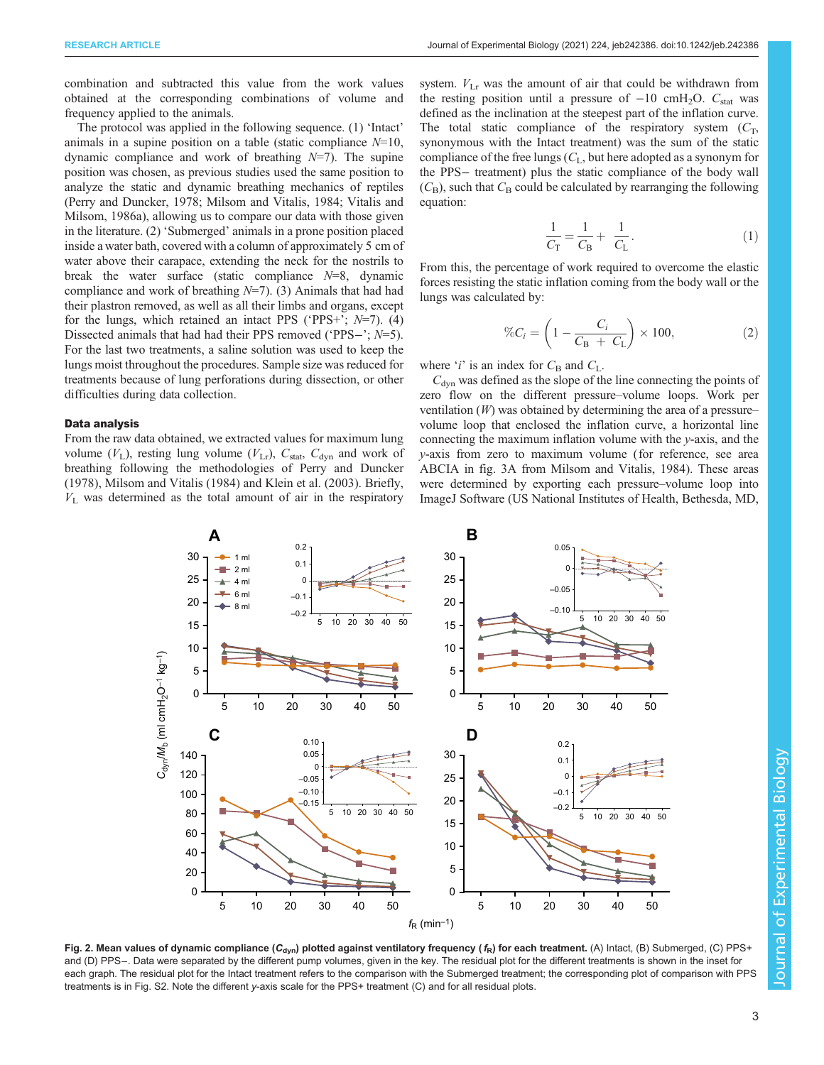combination and subtracted this value from the work values obtained at the corresponding combinations of volume and frequency applied to the animals.

The protocol was applied in the following sequence. (1) 'Intact' animals in a supine position on a table (static compliance $N$=10, dynamic compliance and work of breathing $N$=7). The supine position was chosen, as previous studies used the same position to analyze the static and dynamic breathing mechanics of reptiles (Perry and Duncker, 1978; Milsom and Vitalis, 1984; Vitalis and Milsom, 1986a), allowing us to compare our data with those given in the literature. (2) 'Submerged' animals in a prone position placed inside a water bath, covered with a column of approximately 5 cm of water above their carapace, extending the neck for the nostrils to break the water surface (static compliance $N$=8, dynamic compliance and work of breathing $N$=7). (3) Animals that had had their plastron removed, as well as all their limbs and organs, except for the lungs, which retained an intact PPS ('PPS+'; $N$=7). (4) Dissected animals that had had their PPS removed ('PPS−'; $N$=5). For the last two treatments, a saline solution was used to keep the lungs moist throughout the procedures. Sample size was reduced for treatments because of lung perforations during dissection, or other difficulties during data collection.

### Data analysis

From the raw data obtained, we extracted values for maximum lung volume ($V_L$), resting lung volume ($V_{Lr}$), $C_{stat}$, $C_{dyn}$ and work of breathing following the methodologies of Perry and Duncker (1978), Milsom and Vitalis (1984) and Klein et al. (2003). Briefly, $V_L$ was determined as the total amount of air in the respiratory system. $V_{Lr}$ was the amount of air that could be withdrawn from the resting position until a pressure of −10 cmH$_2$O. $C_{stat}$ was defined as the inclination at the steepest part of the inflation curve. The total static compliance of the respiratory system ($C_T$, synonymous with the Intact treatment) was the sum of the static compliance of the free lungs ($C_L$, but here adopted as a synonym for the PPS− treatment) plus the static compliance of the body wall ($C_B$), such that $C_B$ could be calculated by rearranging the following equation:

$$\frac{1}{C_T} = \frac{1}{C_B} + \frac{1}{C_L}. \tag{1}$$

From this, the percentage of work required to overcome the elastic forces resisting the static inflation coming from the body wall or the lungs was calculated by:

$$\%C_i = \left(1 - \frac{C_i}{C_B + C_L}\right) \times 100, \tag{2}$$

where '$i$' is an index for $C_B$ and $C_L$.

$C_{dyn}$ was defined as the slope of the line connecting the points of zero flow on the different pressure–volume loops. Work per ventilation ($W$) was obtained by determining the area of a pressure–volume loop that enclosed the inflation curve, a horizontal line connecting the maximum inflation volume with the $y$-axis, and the $y$-axis from zero to maximum volume (for reference, see area ABCIA in fig. 3A from Milsom and Vitalis, 1984). These areas were determined by exporting each pressure–volume loop into ImageJ Software (US National Institutes of Health, Bethesda, MD,

**Fig. 2. Mean values of dynamic compliance ($C_{dyn}$) plotted against ventilatory frequency ($f_R$) for each treatment.** (A) Intact, (B) Submerged, (C) PPS+ and (D) PPS−. Data were separated by the different pump volumes, given in the key. The residual plot for the different treatments is shown in the inset for each graph. The residual plot for the Intact treatment refers to the comparison with the Submerged treatment; the corresponding plot of comparison with PPS treatments is in Fig. S2. Note the different $y$-axis scale for the PPS+ treatment (C) and for all residual plots.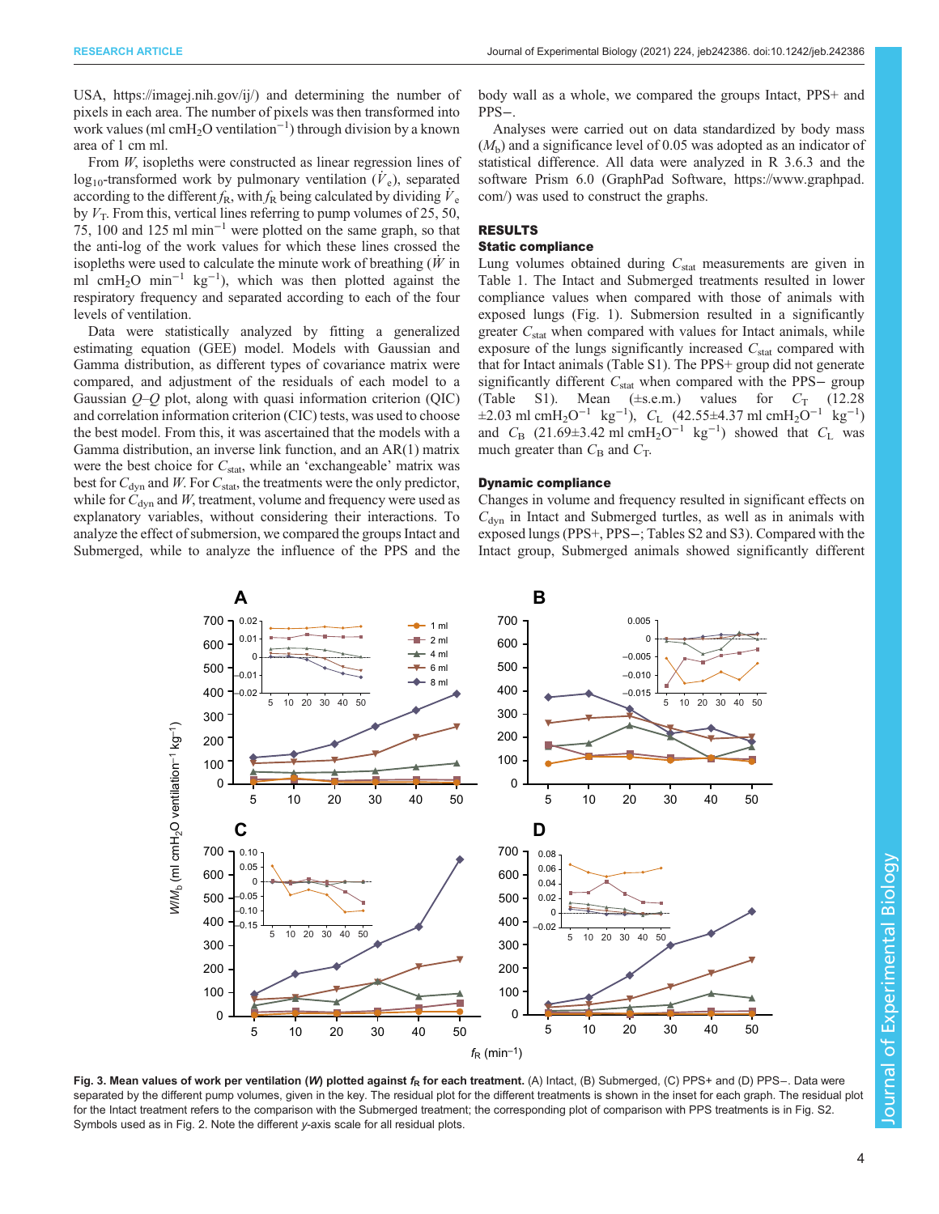USA, https://imagej.nih.gov/ij/) and determining the number of pixels in each area. The number of pixels was then transformed into work values (ml $cmH_2O$ ventilation$^{-1}$) through division by a known area of 1 cm ml.

From *W*, isopleths were constructed as linear regression lines of $\log_{10}$-transformed work by pulmonary ventilation ($\dot{V}_e$), separated according to the different $f_R$, with $f_R$ being calculated by dividing $\dot{V}_e$ by $V_T$. From this, vertical lines referring to pump volumes of 25, 50, 75, 100 and 125 ml min$^{-1}$ were plotted on the same graph, so that the anti-log of the work values for which these lines crossed the isopleths were used to calculate the minute work of breathing ($\dot{W}$ in ml $cmH_2O$ min$^{-1}$ kg$^{-1}$), which was then plotted against the respiratory frequency and separated according to each of the four levels of ventilation.

Data were statistically analyzed by fitting a generalized estimating equation (GEE) model. Models with Gaussian and Gamma distribution, as different types of covariance matrix were compared, and adjustment of the residuals of each model to a Gaussian *Q*–*Q* plot, along with quasi information criterion (QIC) and correlation information criterion (CIC) tests, was used to choose the best model. From this, it was ascertained that the models with a Gamma distribution, an inverse link function, and an AR(1) matrix were the best choice for $C_{stat}$, while an 'exchangeable' matrix was best for $C_{dyn}$ and *W*. For $C_{stat}$, the treatments were the only predictor, while for $C_{dyn}$ and *W*, treatment, volume and frequency were used as explanatory variables, without considering their interactions. To analyze the effect of submersion, we compared the groups Intact and Submerged, while to analyze the influence of the PPS and the body wall as a whole, we compared the groups Intact, PPS+ and PPS−.

Analyses were carried out on data standardized by body mass ($M_b$) and a significance level of 0.05 was adopted as an indicator of statistical difference. All data were analyzed in R 3.6.3 and the software Prism 6.0 (GraphPad Software, https://www.graphpad.com/) was used to construct the graphs.

## RESULTS

### Static compliance

Lung volumes obtained during $C_{stat}$ measurements are given in Table 1. The Intact and Submerged treatments resulted in lower compliance values when compared with those of animals with exposed lungs (Fig. 1). Submersion resulted in a significantly greater $C_{stat}$ when compared with values for Intact animals, while exposure of the lungs significantly increased $C_{stat}$ compared with that for Intact animals (Table S1). The PPS+ group did not generate significantly different $C_{stat}$ when compared with the PPS− group (Table S1). Mean (±s.e.m.) values for $C_T$ (12.28 ±2.03 ml $cmH_2O^{-1}$ kg$^{-1}$), $C_L$ (42.55±4.37 ml $cmH_2O^{-1}$ kg$^{-1}$) and $C_B$ (21.69±3.42 ml $cmH_2O^{-1}$ kg$^{-1}$) showed that $C_L$ was much greater than $C_B$ and $C_T$.

### Dynamic compliance

Changes in volume and frequency resulted in significant effects on $C_{dyn}$ in Intact and Submerged turtles, as well as in animals with exposed lungs (PPS+, PPS−; Tables S2 and S3). Compared with the Intact group, Submerged animals showed significantly different

**Fig. 3. Mean values of work per ventilation (*W*) plotted against $f_R$ for each treatment.** (A) Intact, (B) Submerged, (C) PPS+ and (D) PPS−. Data were separated by the different pump volumes, given in the key. The residual plot for the different treatments is shown in the inset for each graph. The residual plot for the Intact treatment refers to the comparison with the Submerged treatment; the corresponding plot of comparison with PPS treatments is in Fig. S2. Symbols used as in Fig. 2. Note the different *y*-axis scale for all residual plots.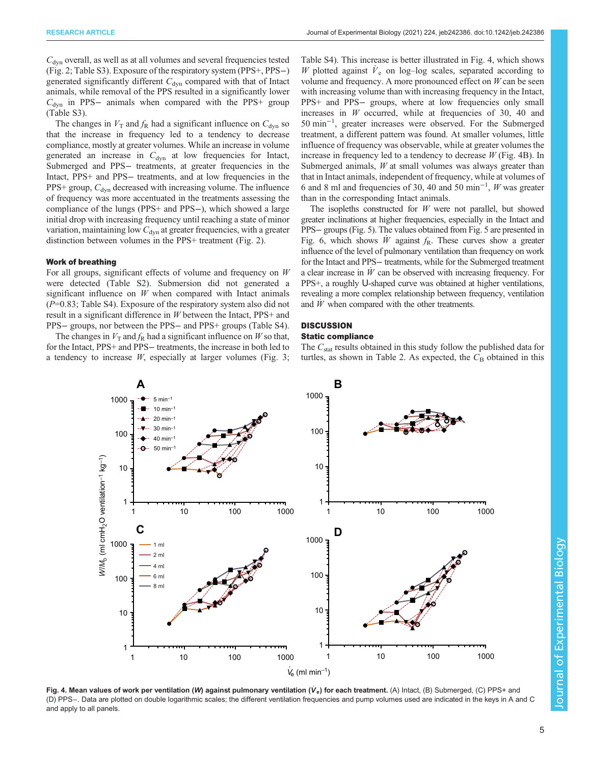$C_{dyn}$ overall, as well as at all volumes and several frequencies tested (Fig. 2; Table S3). Exposure of the respiratory system (PPS+, PPS−) generated significantly different $C_{dyn}$ compared with that of Intact animals, while removal of the PPS resulted in a significantly lower $C_{dyn}$ in PPS− animals when compared with the PPS+ group (Table S3).

The changes in $V_T$ and $f_R$ had a significant influence on $C_{dyn}$ so that the increase in frequency led to a tendency to decrease compliance, mostly at greater volumes. While an increase in volume generated an increase in $C_{dyn}$ at low frequencies for Intact, Submerged and PPS− treatments, at greater frequencies in the Intact, PPS+ and PPS− treatments, and at low frequencies in the PPS+ group, $C_{dyn}$ decreased with increasing volume. The influence of frequency was more accentuated in the treatments assessing the compliance of the lungs (PPS+ and PPS−), which showed a large initial drop with increasing frequency until reaching a state of minor variation, maintaining low $C_{dyn}$ at greater frequencies, with a greater distinction between volumes in the PPS+ treatment (Fig. 2).

### Work of breathing

For all groups, significant effects of volume and frequency on $W$ were detected (Table S2). Submersion did not generated a significant influence on $W$ when compared with Intact animals ($P$=0.83; Table S4). Exposure of the respiratory system also did not result in a significant difference in $W$ between the Intact, PPS+ and PPS− groups, nor between the PPS− and PPS+ groups (Table S4).

The changes in $V_T$ and $f_R$ had a significant influence on $W$ so that, for the Intact, PPS+ and PPS− treatments, the increase in both led to a tendency to increase $W$, especially at larger volumes (Fig. 3; Table S4). This increase is better illustrated in Fig. 4, which shows $W$ plotted against $\dot{V}_e$ on log–log scales, separated according to volume and frequency. A more pronounced effect on $W$ can be seen with increasing volume than with increasing frequency in the Intact, PPS+ and PPS− groups, where at low frequencies only small increases in $W$ occurred, while at frequencies of 30, 40 and 50 min$^{-1}$, greater increases were observed. For the Submerged treatment, a different pattern was found. At smaller volumes, little influence of frequency was observable, while at greater volumes the increase in frequency led to a tendency to decrease $W$ (Fig. 4B). In Submerged animals, $W$ at small volumes was always greater than that in Intact animals, independent of frequency, while at volumes of 6 and 8 ml and frequencies of 30, 40 and 50 min$^{-1}$, $W$ was greater than in the corresponding Intact animals.

The isopleths constructed for $W$ were not parallel, but showed greater inclinations at higher frequencies, especially in the Intact and PPS− groups (Fig. 5). The values obtained from Fig. 5 are presented in Fig. 6, which shows $\dot{W}$ against $f_R$. These curves show a greater influence of the level of pulmonary ventilation than frequency on work for the Intact and PPS− treatments, while for the Submerged treatment a clear increase in $\dot{W}$ can be observed with increasing frequency. For PPS+, a roughly U-shaped curve was obtained at higher ventilations, revealing a more complex relationship between frequency, ventilation and $\dot{W}$ when compared with the other treatments.

## DISCUSSION

### Static compliance

The $C_{stat}$ results obtained in this study follow the published data for turtles, as shown in Table 2. As expected, the $C_B$ obtained in this

**Fig. 4. Mean values of work per ventilation (*W*) against pulmonary ventilation ($\dot{V}_e$) for each treatment.** (A) Intact, (B) Submerged, (C) PPS+ and (D) PPS−. Data are plotted on double logarithmic scales; the different ventilation frequencies and pump volumes used are indicated in the keys in A and C and apply to all panels.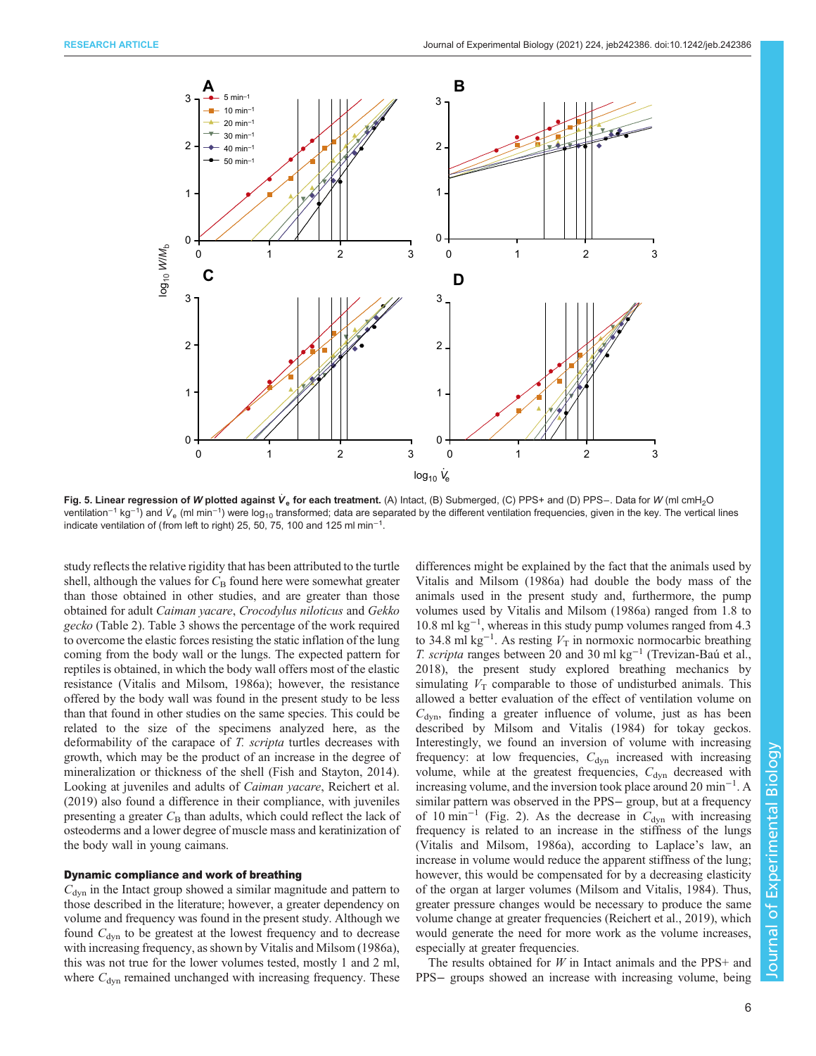**Fig. 5. Linear regression of $W$ plotted against $\dot{V}_e$ for each treatment.** (A) Intact, (B) Submerged, (C) PPS+ and (D) PPS−. Data for $W$ (ml cm$H_2O$ ventilation$^{-1}$ kg$^{-1}$) and $\dot{V}_e$ (ml min$^{-1}$) were log$_{10}$ transformed; data are separated by the different ventilation frequencies, given in the key. The vertical lines indicate ventilation of (from left to right) 25, 50, 75, 100 and 125 ml min$^{-1}$.

study reflects the relative rigidity that has been attributed to the turtle shell, although the values for $C_B$ found here were somewhat greater than those obtained in other studies, and are greater than those obtained for adult *Caiman yacare*, *Crocodylus niloticus* and *Gekko gecko* (Table 2). Table 3 shows the percentage of the work required to overcome the elastic forces resisting the static inflation of the lung coming from the body wall or the lungs. The expected pattern for reptiles is obtained, in which the body wall offers most of the elastic resistance (Vitalis and Milsom, 1986a); however, the resistance offered by the body wall was found in the present study to be less than that found in other studies on the same species. This could be related to the size of the specimens analyzed here, as the deformability of the carapace of *T. scripta* turtles decreases with growth, which may be the product of an increase in the degree of mineralization or thickness of the shell (Fish and Stayton, 2014). Looking at juveniles and adults of *Caiman yacare*, Reichert et al. (2019) also found a difference in their compliance, with juveniles presenting a greater $C_B$ than adults, which could reflect the lack of osteoderms and a lower degree of muscle mass and keratinization of the body wall in young caimans.

### Dynamic compliance and work of breathing

$C_{dyn}$ in the Intact group showed a similar magnitude and pattern to those described in the literature; however, a greater dependency on volume and frequency was found in the present study. Although we found $C_{dyn}$ to be greatest at the lowest frequency and to decrease with increasing frequency, as shown by Vitalis and Milsom (1986a), this was not true for the lower volumes tested, mostly 1 and 2 ml, where $C_{dyn}$ remained unchanged with increasing frequency. These differences might be explained by the fact that the animals used by Vitalis and Milsom (1986a) had double the body mass of the animals used in the present study and, furthermore, the pump volumes used by Vitalis and Milsom (1986a) ranged from 1.8 to 10.8 ml kg$^{-1}$, whereas in this study pump volumes ranged from 4.3 to 34.8 ml kg$^{-1}$. As resting $V_T$ in normoxic normocarbic breathing *T. scripta* ranges between 20 and 30 ml kg$^{-1}$ (Trevizan-Baú et al., 2018), the present study explored breathing mechanics by simulating $V_T$ comparable to those of undisturbed animals. This allowed a better evaluation of the effect of ventilation volume on $C_{dyn}$, finding a greater influence of volume, just as has been described by Milsom and Vitalis (1984) for tokay geckos. Interestingly, we found an inversion of volume with increasing frequency: at low frequencies, $C_{dyn}$ increased with increasing volume, while at the greatest frequencies, $C_{dyn}$ decreased with increasing volume, and the inversion took place around 20 min$^{-1}$. A similar pattern was observed in the PPS− group, but at a frequency of 10 min$^{-1}$ (Fig. 2). As the decrease in $C_{dyn}$ with increasing frequency is related to an increase in the stiffness of the lungs (Vitalis and Milsom, 1986a), according to Laplace's law, an increase in volume would reduce the apparent stiffness of the lung; however, this would be compensated for by a decreasing elasticity of the organ at larger volumes (Milsom and Vitalis, 1984). Thus, greater pressure changes would be necessary to produce the same volume change at greater frequencies (Reichert et al., 2019), which would generate the need for more work as the volume increases, especially at greater frequencies.

The results obtained for $W$ in Intact animals and the PPS+ and PPS− groups showed an increase with increasing volume, being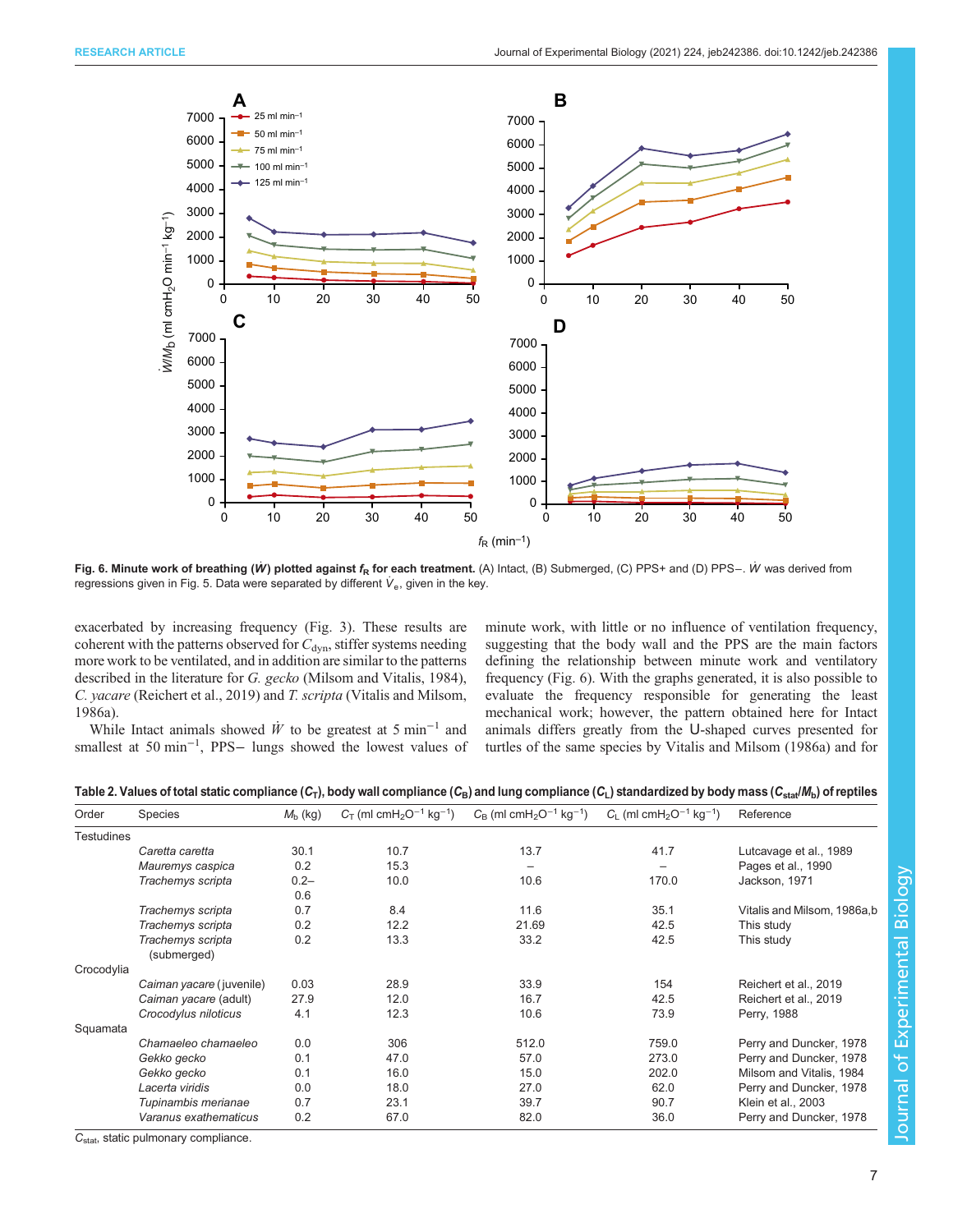**Fig. 6. Minute work of breathing ($\dot{W}$) plotted against $f_R$ for each treatment.** (A) Intact, (B) Submerged, (C) PPS+ and (D) PPS−. $\dot{W}$ was derived from regressions given in Fig. 5. Data were separated by different $\dot{V}_e$, given in the key.

exacerbated by increasing frequency (Fig. 3). These results are coherent with the patterns observed for $C_{dyn}$, stiffer systems needing more work to be ventilated, and in addition are similar to the patterns described in the literature for *G. gecko* (Milsom and Vitalis, 1984), *C. yacare* (Reichert et al., 2019) and *T. scripta* (Vitalis and Milsom, 1986a).

While Intact animals showed $\dot{W}$ to be greatest at 5 min$^{-1}$ and smallest at 50 min$^{-1}$, PPS− lungs showed the lowest values of minute work, with little or no influence of ventilation frequency, suggesting that the body wall and the PPS are the main factors defining the relationship between minute work and ventilatory frequency (Fig. 6). With the graphs generated, it is also possible to evaluate the frequency responsible for generating the least mechanical work; however, the pattern obtained here for Intact animals differs greatly from the U-shaped curves presented for turtles of the same species by Vitalis and Milsom (1986a) and for

**Table 2. Values of total static compliance ($C_T$), body wall compliance ($C_B$) and lung compliance ($C_L$) standardized by body mass ($C_{stat}/M_b$) of reptiles**

| Order | Species | $M_b$ (kg) | $C_T$ (ml cmH$_2$O$^{-1}$ kg$^{-1}$) | $C_B$ (ml cmH$_2$O$^{-1}$ kg$^{-1}$) | $C_L$ (ml cmH$_2$O$^{-1}$ kg$^{-1}$) | Reference |
|---|---|---|---|---|---|---|
| Testudines | | | | | | |
| | *Caretta caretta* | 30.1 | 10.7 | 13.7 | 41.7 | Lutcavage et al., 1989 |
| | *Mauremys caspica* | 0.2 | 15.3 | – | – | Pages et al., 1990 |
| | *Trachemys scripta* | 0.2–0.6 | 10.0 | 10.6 | 170.0 | Jackson, 1971 |
| | *Trachemys scripta* | 0.7 | 8.4 | 11.6 | 35.1 | Vitalis and Milsom, 1986a,b |
| | *Trachemys scripta* | 0.2 | 12.2 | 21.69 | 42.5 | This study |
| | *Trachemys scripta* (submerged) | 0.2 | 13.3 | 33.2 | 42.5 | This study |
| Crocodylia | | | | | | |
| | *Caiman yacare* (juvenile) | 0.03 | 28.9 | 33.9 | 154 | Reichert et al., 2019 |
| | *Caiman yacare* (adult) | 27.9 | 12.0 | 16.7 | 42.5 | Reichert et al., 2019 |
| | *Crocodylus niloticus* | 4.1 | 12.3 | 10.6 | 73.9 | Perry, 1988 |
| Squamata | | | | | | |
| | *Chamaeleo chamaeleo* | 0.0 | 306 | 512.0 | 759.0 | Perry and Duncker, 1978 |
| | *Gekko gecko* | 0.1 | 47.0 | 57.0 | 273.0 | Perry and Duncker, 1978 |
| | *Gekko gecko* | 0.1 | 16.0 | 15.0 | 202.0 | Milsom and Vitalis, 1984 |
| | *Lacerta viridis* | 0.0 | 18.0 | 27.0 | 62.0 | Perry and Duncker, 1978 |
| | *Tupinambis merianae* | 0.7 | 23.1 | 39.7 | 90.7 | Klein et al., 2003 |
| | *Varanus exathematicus* | 0.2 | 67.0 | 82.0 | 36.0 | Perry and Duncker, 1978 |

$C_{stat}$, static pulmonary compliance.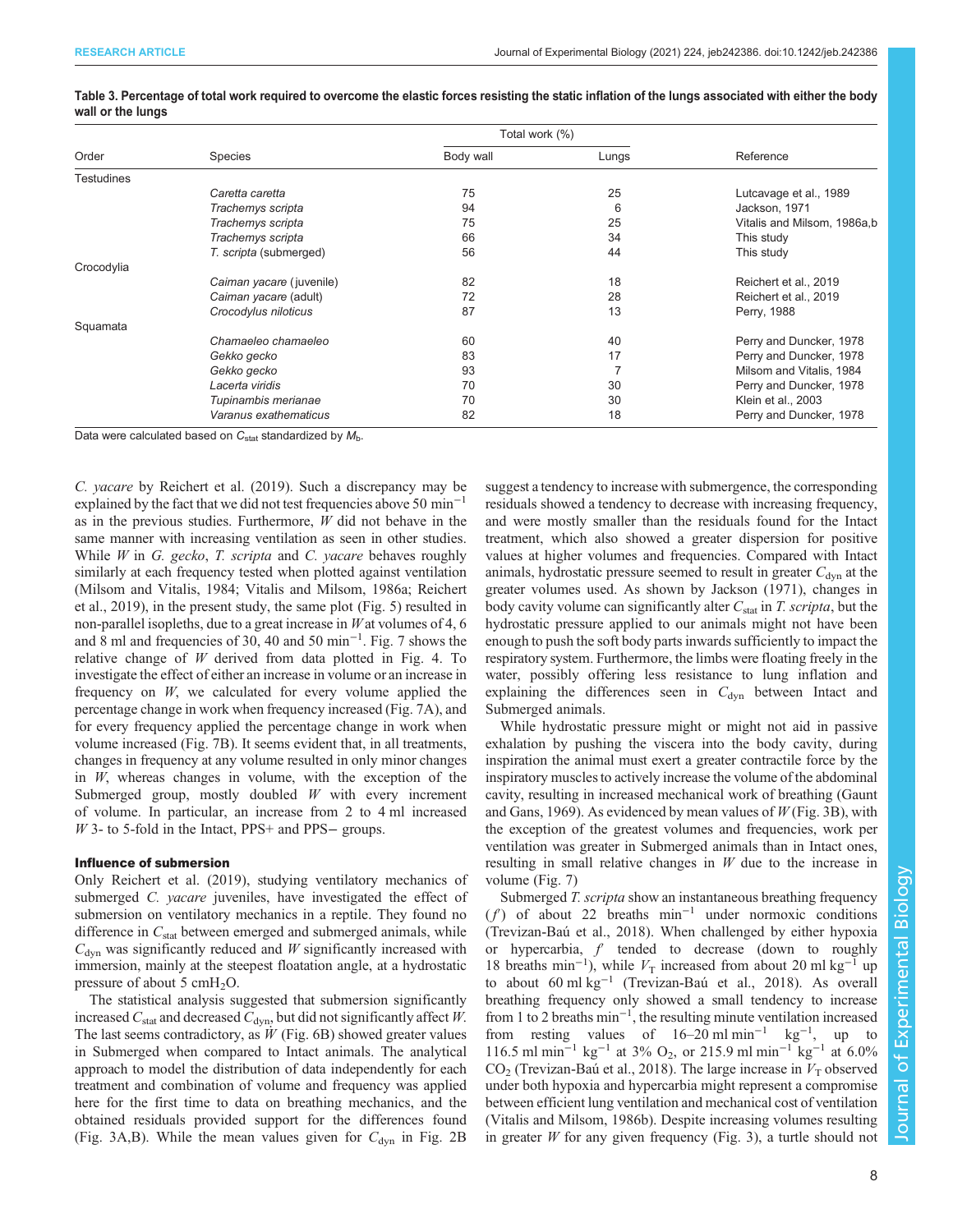**Table 3. Percentage of total work required to overcome the elastic forces resisting the static inflation of the lungs associated with either the body wall or the lungs**

| Order | Species | Total work (%) | | Reference |
|---|---|---|---|---|
| | | Body wall | Lungs | |
| Testudines | | | | |
| | *Caretta caretta* | 75 | 25 | Lutcavage et al., 1989 |
| | *Trachemys scripta* | 94 | 6 | Jackson, 1971 |
| | *Trachemys scripta* | 75 | 25 | Vitalis and Milsom, 1986a,b |
| | *Trachemys scripta* | 66 | 34 | This study |
| | *T. scripta* (submerged) | 56 | 44 | This study |
| Crocodylia | | | | |
| | *Caiman yacare* (juvenile) | 82 | 18 | Reichert et al., 2019 |
| | *Caiman yacare* (adult) | 72 | 28 | Reichert et al., 2019 |
| | *Crocodylus niloticus* | 87 | 13 | Perry, 1988 |
| Squamata | | | | |
| | *Chamaeleo chamaeleo* | 60 | 40 | Perry and Duncker, 1978 |
| | *Gekko gecko* | 83 | 17 | Perry and Duncker, 1978 |
| | *Gekko gecko* | 93 | 7 | Milsom and Vitalis, 1984 |
| | *Lacerta viridis* | 70 | 30 | Perry and Duncker, 1978 |
| | *Tupinambis merianae* | 70 | 30 | Klein et al., 2003 |
| | *Varanus exathematicus* | 82 | 18 | Perry and Duncker, 1978 |

Data were calculated based on $C_{stat}$ standardized by $M_b$.

*C. yacare* by Reichert et al. (2019). Such a discrepancy may be explained by the fact that we did not test frequencies above 50 $min^{-1}$ as in the previous studies. Furthermore, $W$ did not behave in the same manner with increasing ventilation as seen in other studies. While $W$ in *G. gecko*, *T. scripta* and *C. yacare* behaves roughly similarly at each frequency tested when plotted against ventilation (Milsom and Vitalis, 1984; Vitalis and Milsom, 1986a; Reichert et al., 2019), in the present study, the same plot (Fig. 5) resulted in non-parallel isopleths, due to a great increase in $W$ at volumes of 4, 6 and 8 ml and frequencies of 30, 40 and 50 $min^{-1}$. Fig. 7 shows the relative change of $W$ derived from data plotted in Fig. 4. To investigate the effect of either an increase in volume or an increase in frequency on $W$, we calculated for every volume applied the percentage change in work when frequency increased (Fig. 7A), and for every frequency applied the percentage change in work when volume increased (Fig. 7B). It seems evident that, in all treatments, changes in frequency at any volume resulted in only minor changes in $W$, whereas changes in volume, with the exception of the Submerged group, mostly doubled $W$ with every increment of volume. In particular, an increase from 2 to 4 ml increased $W$ 3- to 5-fold in the Intact, PPS+ and PPS− groups.

### Influence of submersion

Only Reichert et al. (2019), studying ventilatory mechanics of submerged *C. yacare* juveniles, have investigated the effect of submersion on ventilatory mechanics in a reptile. They found no difference in $C_{stat}$ between emerged and submerged animals, while $C_{dyn}$ was significantly reduced and $W$ significantly increased with immersion, mainly at the steepest floatation angle, at a hydrostatic pressure of about 5 $cmH_2O$.

The statistical analysis suggested that submersion significantly increased $C_{stat}$ and decreased $C_{dyn}$, but did not significantly affect $W$. The last seems contradictory, as $\dot{W}$ (Fig. 6B) showed greater values in Submerged when compared to Intact animals. The analytical approach to model the distribution of data independently for each treatment and combination of volume and frequency was applied here for the first time to data on breathing mechanics, and the obtained residuals provided support for the differences found (Fig. 3A,B). While the mean values given for $C_{dyn}$ in Fig. 2B suggest a tendency to increase with submergence, the corresponding residuals showed a tendency to decrease with increasing frequency, and were mostly smaller than the residuals found for the Intact treatment, which also showed a greater dispersion for positive values at higher volumes and frequencies. Compared with Intact animals, hydrostatic pressure seemed to result in greater $C_{dyn}$ at the greater volumes used. As shown by Jackson (1971), changes in body cavity volume can significantly alter $C_{stat}$ in *T. scripta*, but the hydrostatic pressure applied to our animals might not have been enough to push the soft body parts inwards sufficiently to impact the respiratory system. Furthermore, the limbs were floating freely in the water, possibly offering less resistance to lung inflation and explaining the differences seen in $C_{dyn}$ between Intact and Submerged animals.

While hydrostatic pressure might or might not aid in passive exhalation by pushing the viscera into the body cavity, during inspiration the animal must exert a greater contractile force by the inspiratory muscles to actively increase the volume of the abdominal cavity, resulting in increased mechanical work of breathing (Gaunt and Gans, 1969). As evidenced by mean values of $W$ (Fig. 3B), with the exception of the greatest volumes and frequencies, work per ventilation was greater in Submerged animals than in Intact ones, resulting in small relative changes in $W$ due to the increase in volume (Fig. 7)

Submerged *T. scripta* show an instantaneous breathing frequency ($f'$) of about 22 breaths $min^{-1}$ under normoxic conditions (Trevizan-Baú et al., 2018). When challenged by either hypoxia or hypercarbia, $f'$ tended to decrease (down to roughly 18 breaths $min^{-1}$), while $V_T$ increased from about 20 ml $kg^{-1}$ up to about 60 ml $kg^{-1}$ (Trevizan-Baú et al., 2018). As overall breathing frequency only showed a small tendency to increase from 1 to 2 breaths $min^{-1}$, the resulting minute ventilation increased from resting values of 16–20 ml $min^{-1}$ $kg^{-1}$, up to 116.5 ml $min^{-1}$ $kg^{-1}$ at 3% $O_2$, or 215.9 ml $min^{-1}$ $kg^{-1}$ at 6.0% $CO_2$ (Trevizan-Baú et al., 2018). The large increase in $V_T$ observed under both hypoxia and hypercarbia might represent a compromise between efficient lung ventilation and mechanical cost of ventilation (Vitalis and Milsom, 1986b). Despite increasing volumes resulting in greater $W$ for any given frequency (Fig. 3), a turtle should not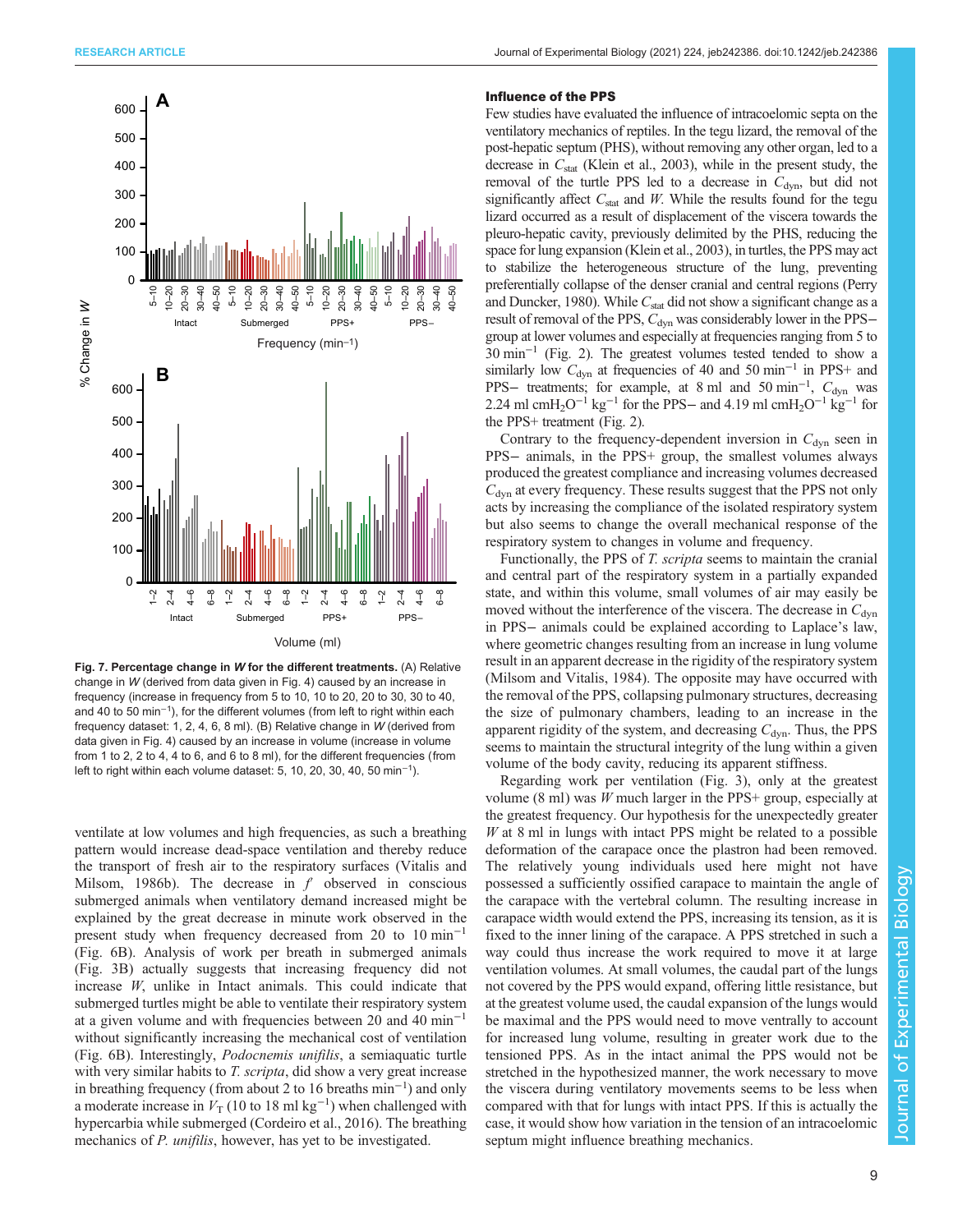**Fig. 7. Percentage change in *W* for the different treatments.** (A) Relative change in *W* (derived from data given in Fig. 4) caused by an increase in frequency (increase in frequency from 5 to 10, 10 to 20, 20 to 30, 30 to 40, and 40 to 50 $min^{-1}$), for the different volumes (from left to right within each frequency dataset: 1, 2, 4, 6, 8 ml). (B) Relative change in *W* (derived from data given in Fig. 4) caused by an increase in volume (increase in volume from 1 to 2, 2 to 4, 4 to 6, and 6 to 8 ml), for the different frequencies (from left to right within each volume dataset: 5, 10, 20, 30, 40, 50 $min^{-1}$).

ventilate at low volumes and high frequencies, as such a breathing pattern would increase dead-space ventilation and thereby reduce the transport of fresh air to the respiratory surfaces (Vitalis and Milsom, 1986b). The decrease in *f* observed in conscious submerged animals when ventilatory demand increased might be explained by the great decrease in minute work observed in the present study when frequency decreased from 20 to 10 $min^{-1}$ (Fig. 6B). Analysis of work per breath in submerged animals (Fig. 3B) actually suggests that increasing frequency did not increase *W*, unlike in Intact animals. This could indicate that submerged turtles might be able to ventilate their respiratory system at a given volume and with frequencies between 20 and 40 $min^{-1}$ without significantly increasing the mechanical cost of ventilation (Fig. 6B). Interestingly, *Podocnemis unifilis*, a semiaquatic turtle with very similar habits to *T. scripta*, did show a very great increase in breathing frequency (from about 2 to 16 breaths $min^{-1}$) and only a moderate increase in $V_T$ (10 to 18 ml $kg^{-1}$) when challenged with hypercarbia while submerged (Cordeiro et al., 2016). The breathing mechanics of *P. unifilis*, however, has yet to be investigated.

### Influence of the PPS

Few studies have evaluated the influence of intracoelomic septa on the ventilatory mechanics of reptiles. In the tegu lizard, the removal of the post-hepatic septum (PHS), without removing any other organ, led to a decrease in $C_{stat}$ (Klein et al., 2003), while in the present study, the removal of the turtle PPS led to a decrease in $C_{dyn}$, but did not significantly affect $C_{stat}$ and *W*. While the results found for the tegu lizard occurred as a result of displacement of the viscera towards the pleuro-hepatic cavity, previously delimited by the PHS, reducing the space for lung expansion (Klein et al., 2003), in turtles, the PPS may act to stabilize the heterogeneous structure of the lung, preventing preferentially collapse of the denser cranial and central regions (Perry and Duncker, 1980). While $C_{stat}$ did not show a significant change as a result of removal of the PPS, $C_{dyn}$ was considerably lower in the PPS− group at lower volumes and especially at frequencies ranging from 5 to 30 $min^{-1}$ (Fig. 2). The greatest volumes tested tended to show a similarly low $C_{dyn}$ at frequencies of 40 and 50 $min^{-1}$ in PPS+ and PPS− treatments; for example, at 8 ml and 50 $min^{-1}$, $C_{dyn}$ was 2.24 ml $cmH_2O^{-1}$ $kg^{-1}$ for the PPS− and 4.19 ml $cmH_2O^{-1}$ $kg^{-1}$ for the PPS+ treatment (Fig. 2).

Contrary to the frequency-dependent inversion in $C_{dyn}$ seen in PPS− animals, in the PPS+ group, the smallest volumes always produced the greatest compliance and increasing volumes decreased $C_{dyn}$ at every frequency. These results suggest that the PPS not only acts by increasing the compliance of the isolated respiratory system but also seems to change the overall mechanical response of the respiratory system to changes in volume and frequency.

Functionally, the PPS of *T. scripta* seems to maintain the cranial and central part of the respiratory system in a partially expanded state, and within this volume, small volumes of air may easily be moved without the interference of the viscera. The decrease in $C_{dyn}$ in PPS− animals could be explained according to Laplace's law, where geometric changes resulting from an increase in lung volume result in an apparent decrease in the rigidity of the respiratory system (Milsom and Vitalis, 1984). The opposite may have occurred with the removal of the PPS, collapsing pulmonary structures, decreasing the size of pulmonary chambers, leading to an increase in the apparent rigidity of the system, and decreasing $C_{dyn}$. Thus, the PPS seems to maintain the structural integrity of the lung within a given volume of the body cavity, reducing its apparent stiffness.

Regarding work per ventilation (Fig. 3), only at the greatest volume (8 ml) was *W* much larger in the PPS+ group, especially at the greatest frequency. Our hypothesis for the unexpectedly greater *W* at 8 ml in lungs with intact PPS might be related to a possible deformation of the carapace once the plastron had been removed. The relatively young individuals used here might not have possessed a sufficiently ossified carapace to maintain the angle of the carapace with the vertebral column. The resulting increase in carapace width would extend the PPS, increasing its tension, as it is fixed to the inner lining of the carapace. A PPS stretched in such a way could thus increase the work required to move it at large ventilation volumes. At small volumes, the caudal part of the lungs not covered by the PPS would expand, offering little resistance, but at the greatest volume used, the caudal expansion of the lungs would be maximal and the PPS would need to move ventrally to account for increased lung volume, resulting in greater work due to the tensioned PPS. As in the intact animal the PPS would not be stretched in the hypothesized manner, the work necessary to move the viscera during ventilatory movements seems to be less when compared with that for lungs with intact PPS. If this is actually the case, it would show how variation in the tension of an intracoelomic septum might influence breathing mechanics.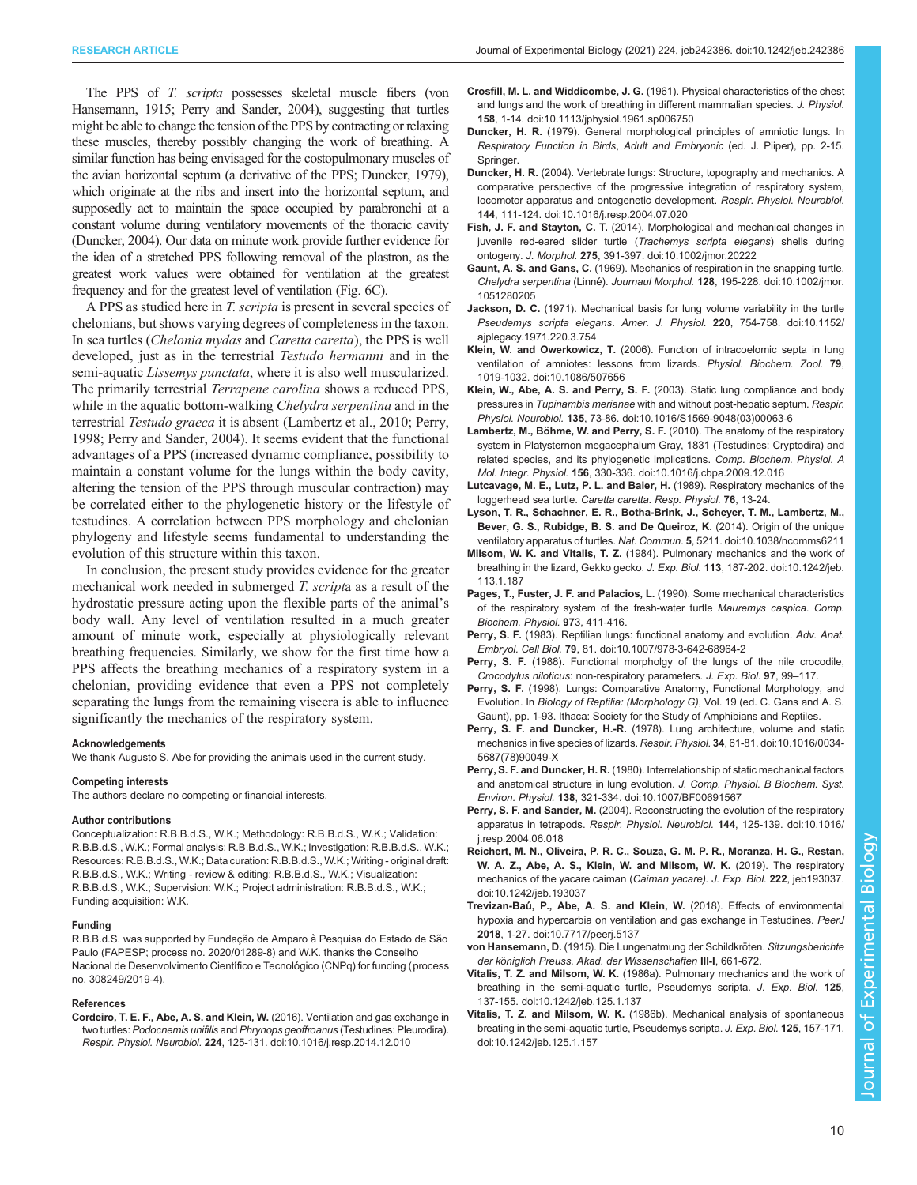The PPS of *T. scripta* possesses skeletal muscle fibers (von Hansemann, 1915; Perry and Sander, 2004), suggesting that turtles might be able to change the tension of the PPS by contracting or relaxing these muscles, thereby possibly changing the work of breathing. A similar function has being envisaged for the costopulmonary muscles of the avian horizontal septum (a derivative of the PPS; Duncker, 1979), which originate at the ribs and insert into the horizontal septum, and supposedly act to maintain the space occupied by parabronchi at a constant volume during ventilatory movements of the thoracic cavity (Duncker, 2004). Our data on minute work provide further evidence for the idea of a stretched PPS following removal of the plastron, as the greatest work values were obtained for ventilation at the greatest frequency and for the greatest level of ventilation (Fig. 6C).

A PPS as studied here in *T. scripta* is present in several species of chelonians, but shows varying degrees of completeness in the taxon. In sea turtles (*Chelonia mydas* and *Caretta caretta*), the PPS is well developed, just as in the terrestrial *Testudo hermanni* and in the semi-aquatic *Lissemys punctata*, where it is also well muscularized. The primarily terrestrial *Terrapene carolina* shows a reduced PPS, while in the aquatic bottom-walking *Chelydra serpentina* and in the terrestrial *Testudo graeca* it is absent (Lambertz et al., 2010; Perry, 1998; Perry and Sander, 2004). It seems evident that the functional advantages of a PPS (increased dynamic compliance, possibility to maintain a constant volume for the lungs within the body cavity, altering the tension of the PPS through muscular contraction) may be correlated either to the phylogenetic history or the lifestyle of testudines. A correlation between PPS morphology and chelonian phylogeny and lifestyle seems fundamental to understanding the evolution of this structure within this taxon.

In conclusion, the present study provides evidence for the greater mechanical work needed in submerged *T. script*a as a result of the hydrostatic pressure acting upon the flexible parts of the animal's body wall. Any level of ventilation resulted in a much greater amount of minute work, especially at physiologically relevant breathing frequencies. Similarly, we show for the first time how a PPS affects the breathing mechanics of a respiratory system in a chelonian, providing evidence that even a PPS not completely separating the lungs from the remaining viscera is able to influence significantly the mechanics of the respiratory system.

#### Acknowledgements
We thank Augusto S. Abe for providing the animals used in the current study.

#### Competing interests
The authors declare no competing or financial interests.

#### Author contributions
Conceptualization: R.B.B.d.S., W.K.; Methodology: R.B.B.d.S., W.K.; Validation: R.B.B.d.S., W.K.; Formal analysis: R.B.B.d.S., W.K.; Investigation: R.B.B.d.S., W.K.; Resources: R.B.B.d.S., W.K.; Data curation: R.B.B.d.S., W.K.; Writing - original draft: R.B.B.d.S., W.K.; Writing - review & editing: R.B.B.d.S., W.K.; Visualization: R.B.B.d.S., W.K.; Supervision: W.K.; Project administration: R.B.B.d.S., W.K.; Funding acquisition: W.K.

#### Funding
R.B.B.d.S. was supported by Fundação de Amparo à Pesquisa do Estado de São Paulo (FAPESP; process no. 2020/01289-8) and W.K. thanks the Conselho Nacional de Desenvolvimento Científico e Tecnológico (CNPq) for funding (process no. 308249/2019-4).

#### References
**Cordeiro, T. E. F., Abe, A. S. and Klein, W.** (2016). Ventilation and gas exchange in two turtles: *Podocnemis unifilis* and *Phrynops geoffroanus* (Testudines: Pleurodira). *Respir. Physiol. Neurobiol.* **224**, 125-131. doi:10.1016/j.resp.2014.12.010

**Crosfill, M. L. and Widdicombe, J. G.** (1961). Physical characteristics of the chest and lungs and the work of breathing in different mammalian species. *J. Physiol.* **158**, 1-14. doi:10.1113/jphysiol.1961.sp006750

**Duncker, H. R.** (1979). General morphological principles of amniotic lungs. In *Respiratory Function in Birds, Adult and Embryonic* (ed. J. Piiper), pp. 2-15. Springer.

**Duncker, H. R.** (2004). Vertebrate lungs: Structure, topography and mechanics. A comparative perspective of the progressive integration of respiratory system, locomotor apparatus and ontogenetic development. *Respir. Physiol. Neurobiol.* **144**, 111-124. doi:10.1016/j.resp.2004.07.020

**Fish, J. F. and Stayton, C. T.** (2014). Morphological and mechanical changes in juvenile red-eared slider turtle (*Trachemys scripta elegans*) shells during ontogeny. *J. Morphol.* **275**, 391-397. doi:10.1002/jmor.20222

**Gaunt, A. S. and Gans, C.** (1969). Mechanics of respiration in the snapping turtle, *Chelydra serpentina* (Linné). *Journaul Morphol.* **128**, 195-228. doi:10.1002/jmor.1051280205

**Jackson, D. C.** (1971). Mechanical basis for lung volume variability in the turtle *Pseudemys scripta elegans*. *Amer. J. Physiol.* **220**, 754-758. doi:10.1152/ajplegacy.1971.220.3.754

**Klein, W. and Owerkowicz, T.** (2006). Function of intracoelomic septa in lung ventilation of amniotes: lessons from lizards. *Physiol. Biochem. Zool.* **79**, 1019-1032. doi:10.1086/507656

**Klein, W., Abe, A. S. and Perry, S. F.** (2003). Static lung compliance and body pressures in *Tupinambis merianae* with and without post-hepatic septum. *Respir. Physiol. Neurobiol.* **135**, 73-86. doi:10.1016/S1569-9048(03)00063-6

**Lambertz, M., Böhme, W. and Perry, S. F.** (2010). The anatomy of the respiratory system in Platysternon megacephalum Gray, 1831 (Testudines: Cryptodira) and related species, and its phylogenetic implications. *Comp. Biochem. Physiol. A Mol. Integr. Physiol.* **156**, 330-336. doi:10.1016/j.cbpa.2009.12.016

**Lutcavage, M. E., Lutz, P. L. and Baier, H.** (1989). Respiratory mechanics of the loggerhead sea turtle. *Caretta caretta. Resp. Physiol.* **76**, 13-24.

**Lyson, T. R., Schachner, E. R., Botha-Brink, J., Scheyer, T. M., Lambertz, M., Bever, G. S., Rubidge, B. S. and De Queiroz, K.** (2014). Origin of the unique ventilatory apparatus of turtles. *Nat. Commun.* **5**, 5211. doi:10.1038/ncomms6211

**Milsom, W. K. and Vitalis, T. Z.** (1984). Pulmonary mechanics and the work of breathing in the lizard, Gekko gecko. *J. Exp. Biol.* **113**, 187-202. doi:10.1242/jeb.113.1.187

**Pages, T., Fuster, J. F. and Palacios, L.** (1990). Some mechanical characteristics of the respiratory system of the fresh-water turtle *Mauremys caspica*. *Comp. Biochem. Physiol.* **97**3, 411-416.

**Perry, S. F.** (1983). Reptilian lungs: functional anatomy and evolution. *Adv. Anat. Embryol. Cell Biol.* **79**, 81. doi:10.1007/978-3-642-68964-2

**Perry, S. F.** (1988). Functional morpholgy of the lungs of the nile crocodile, *Crocodylus niloticus*: non-respiratory parameters. *J. Exp. Biol.* **97**, 99–117.

**Perry, S. F.** (1998). Lungs: Comparative Anatomy, Functional Morphology, and Evolution. In *Biology of Reptilia: (Morphology G)*, Vol. 19 (ed. C. Gans and A. S. Gaunt), pp. 1-93. Ithaca: Society for the Study of Amphibians and Reptiles.

**Perry, S. F. and Duncker, H.-R.** (1978). Lung architecture, volume and static mechanics in five species of lizards. *Respir. Physiol.* **34**, 61-81. doi:10.1016/0034-5687(78)90049-X

**Perry, S. F. and Duncker, H. R.** (1980). Interrelationship of static mechanical factors and anatomical structure in lung evolution. *J. Comp. Physiol. B Biochem. Syst. Environ. Physiol.* **138**, 321-334. doi:10.1007/BF00691567

**Perry, S. F. and Sander, M.** (2004). Reconstructing the evolution of the respiratory apparatus in tetrapods. *Respir. Physiol. Neurobiol.* **144**, 125-139. doi:10.1016/j.resp.2004.06.018

**Reichert, M. N., Oliveira, P. R. C., Souza, G. M. P. R., Moranza, H. G., Restan, W. A. Z., Abe, A. S., Klein, W. and Milsom, W. K.** (2019). The respiratory mechanics of the yacare caiman (*Caiman yacare). J. Exp. Biol.* **222**, jeb193037. doi:10.1242/jeb.193037

**Trevizan-Baú, P., Abe, A. S. and Klein, W.** (2018). Effects of environmental hypoxia and hypercarbia on ventilation and gas exchange in Testudines. *PeerJ* **2018**, 1-27. doi:10.7717/peerj.5137

**von Hansemann, D.** (1915). Die Lungenatmung der Schildkröten. *Sitzungsberichte der königlich Preuss. Akad. der Wissenschaften* **III-I**, 661-672.

**Vitalis, T. Z. and Milsom, W. K.** (1986a). Pulmonary mechanics and the work of breathing in the semi-aquatic turtle, Pseudemys scripta. *J. Exp. Biol.* **125**, 137-155. doi:10.1242/jeb.125.1.137

**Vitalis, T. Z. and Milsom, W. K.** (1986b). Mechanical analysis of spontaneous breating in the semi-aquatic turtle, Pseudemys scripta. *J. Exp. Biol.* **125**, 157-171. doi:10.1242/jeb.125.1.157